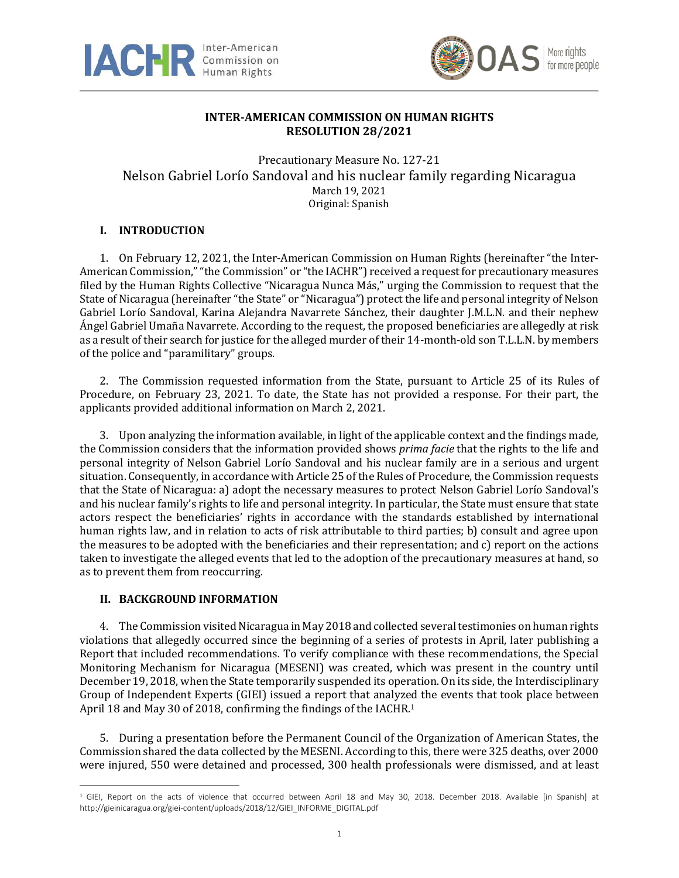**INTER-AMERICAN COMMISSION ON HUMAN RIGHTS**
**RESOLUTION 28/2021**

Precautionary Measure No. 127-21
Nelson Gabriel Lorío Sandoval and his nuclear family regarding Nicaragua
March 19, 2021
Original: Spanish

## I. INTRODUCTION

1. On February 12, 2021, the Inter-American Commission on Human Rights (hereinafter "the Inter-American Commission," "the Commission" or "the IACHR") received a request for precautionary measures filed by the Human Rights Collective "Nicaragua Nunca Más," urging the Commission to request that the State of Nicaragua (hereinafter "the State" or "Nicaragua") protect the life and personal integrity of Nelson Gabriel Lorío Sandoval, Karina Alejandra Navarrete Sánchez, their daughter J.M.L.N. and their nephew Ángel Gabriel Umaña Navarrete. According to the request, the proposed beneficiaries are allegedly at risk as a result of their search for justice for the alleged murder of their 14-month-old son T.L.L.N. by members of the police and "paramilitary" groups.

2. The Commission requested information from the State, pursuant to Article 25 of its Rules of Procedure, on February 23, 2021. To date, the State has not provided a response. For their part, the applicants provided additional information on March 2, 2021.

3. Upon analyzing the information available, in light of the applicable context and the findings made, the Commission considers that the information provided shows *prima facie* that the rights to the life and personal integrity of Nelson Gabriel Lorío Sandoval and his nuclear family are in a serious and urgent situation. Consequently, in accordance with Article 25 of the Rules of Procedure, the Commission requests that the State of Nicaragua: a) adopt the necessary measures to protect Nelson Gabriel Lorío Sandoval's and his nuclear family's rights to life and personal integrity. In particular, the State must ensure that state actors respect the beneficiaries' rights in accordance with the standards established by international human rights law, and in relation to acts of risk attributable to third parties; b) consult and agree upon the measures to be adopted with the beneficiaries and their representation; and c) report on the actions taken to investigate the alleged events that led to the adoption of the precautionary measures at hand, so as to prevent them from reoccurring.

## II. BACKGROUND INFORMATION

4. The Commission visited Nicaragua in May 2018 and collected several testimonies on human rights violations that allegedly occurred since the beginning of a series of protests in April, later publishing a Report that included recommendations. To verify compliance with these recommendations, the Special Monitoring Mechanism for Nicaragua (MESENI) was created, which was present in the country until December 19, 2018, when the State temporarily suspended its operation. On its side, the Interdisciplinary Group of Independent Experts (GIEI) issued a report that analyzed the events that took place between April 18 and May 30 of 2018, confirming the findings of the IACHR.[1]

5. During a presentation before the Permanent Council of the Organization of American States, the Commission shared the data collected by the MESENI. According to this, there were 325 deaths, over 2000 were injured, 550 were detained and processed, 300 health professionals were dismissed, and at least

[1] GIEI, Report on the acts of violence that occurred between April 18 and May 30, 2018. December 2018. Available [in Spanish] at http://gieinicaragua.org/giei-content/uploads/2018/12/GIEI_INFORME_DIGITAL.pdf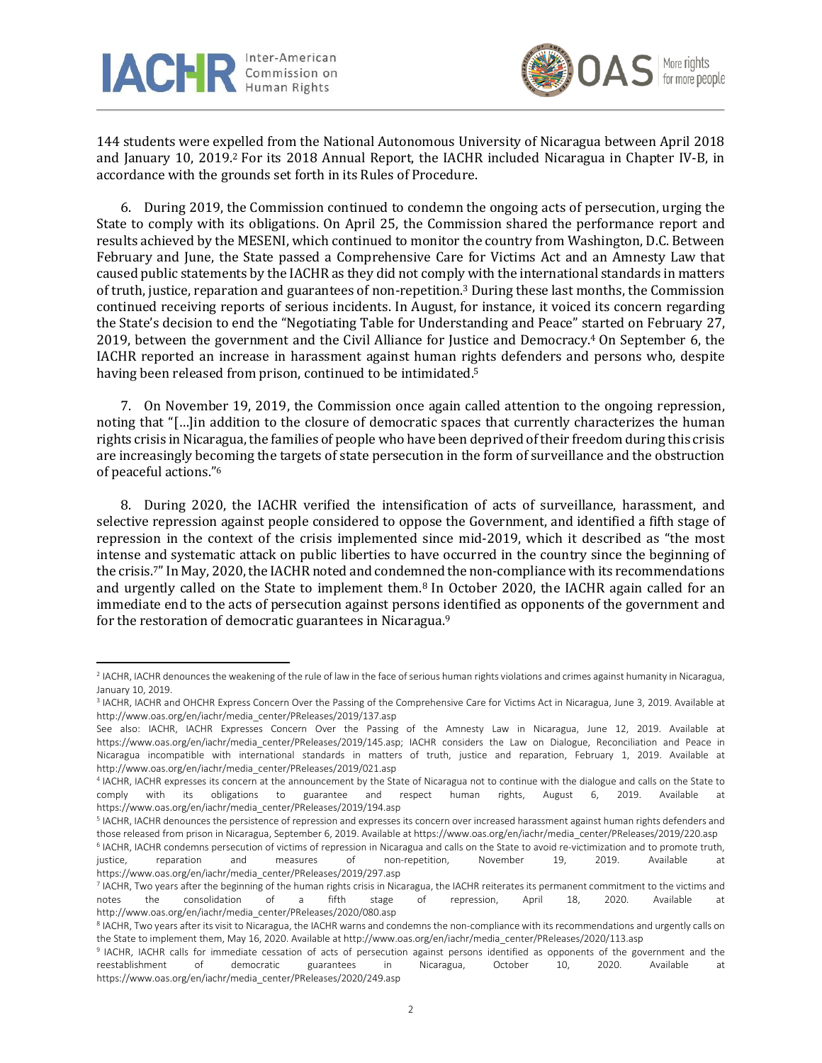144 students were expelled from the National Autonomous University of Nicaragua between April 2018 and January 10, 2019.[2] For its 2018 Annual Report, the IACHR included Nicaragua in Chapter IV-B, in accordance with the grounds set forth in its Rules of Procedure.

6. During 2019, the Commission continued to condemn the ongoing acts of persecution, urging the State to comply with its obligations. On April 25, the Commission shared the performance report and results achieved by the MESENI, which continued to monitor the country from Washington, D.C. Between February and June, the State passed a Comprehensive Care for Victims Act and an Amnesty Law that caused public statements by the IACHR as they did not comply with the international standards in matters of truth, justice, reparation and guarantees of non-repetition.[3] During these last months, the Commission continued receiving reports of serious incidents. In August, for instance, it voiced its concern regarding the State's decision to end the "Negotiating Table for Understanding and Peace" started on February 27, 2019, between the government and the Civil Alliance for Justice and Democracy.[4] On September 6, the IACHR reported an increase in harassment against human rights defenders and persons who, despite having been released from prison, continued to be intimidated.[5]

7. On November 19, 2019, the Commission once again called attention to the ongoing repression, noting that "[…]in addition to the closure of democratic spaces that currently characterizes the human rights crisis in Nicaragua, the families of people who have been deprived of their freedom during this crisis are increasingly becoming the targets of state persecution in the form of surveillance and the obstruction of peaceful actions."[6]

8. During 2020, the IACHR verified the intensification of acts of surveillance, harassment, and selective repression against people considered to oppose the Government, and identified a fifth stage of repression in the context of the crisis implemented since mid-2019, which it described as "the most intense and systematic attack on public liberties to have occurred in the country since the beginning of the crisis.[7]" In May, 2020, the IACHR noted and condemned the non-compliance with its recommendations and urgently called on the State to implement them.[8] In October 2020, the IACHR again called for an immediate end to the acts of persecution against persons identified as opponents of the government and for the restoration of democratic guarantees in Nicaragua.[9]

---

[2] IACHR, IACHR denounces the weakening of the rule of law in the face of serious human rights violations and crimes against humanity in Nicaragua, January 10, 2019.

[3] IACHR, IACHR and OHCHR Express Concern Over the Passing of the Comprehensive Care for Victims Act in Nicaragua, June 3, 2019. Available at http://www.oas.org/en/iachr/media_center/PReleases/2019/137.asp
See also: IACHR, IACHR Expresses Concern Over the Passing of the Amnesty Law in Nicaragua, June 12, 2019. Available at https://www.oas.org/en/iachr/media_center/PReleases/2019/145.asp; IACHR considers the Law on Dialogue, Reconciliation and Peace in Nicaragua incompatible with international standards in matters of truth, justice and reparation, February 1, 2019. Available at http://www.oas.org/en/iachr/media_center/PReleases/2019/021.asp

[4] IACHR, IACHR expresses its concern at the announcement by the State of Nicaragua not to continue with the dialogue and calls on the State to comply with its obligations to guarantee and respect human rights, August 6, 2019. Available at https://www.oas.org/en/iachr/media_center/PReleases/2019/194.asp

[5] IACHR, IACHR denounces the persistence of repression and expresses its concern over increased harassment against human rights defenders and those released from prison in Nicaragua, September 6, 2019. Available at https://www.oas.org/en/iachr/media_center/PReleases/2019/220.asp

[6] IACHR, IACHR condemns persecution of victims of repression in Nicaragua and calls on the State to avoid re-victimization and to promote truth, justice, reparation and measures of non-repetition, November 19, 2019. Available at https://www.oas.org/en/iachr/media_center/PReleases/2019/297.asp

[7] IACHR, Two years after the beginning of the human rights crisis in Nicaragua, the IACHR reiterates its permanent commitment to the victims and notes the consolidation of a fifth stage of repression, April 18, 2020. Available at http://www.oas.org/en/iachr/media_center/PReleases/2020/080.asp

[8] IACHR, Two years after its visit to Nicaragua, the IACHR warns and condemns the non-compliance with its recommendations and urgently calls on the State to implement them, May 16, 2020. Available at http://www.oas.org/en/iachr/media_center/PReleases/2020/113.asp

[9] IACHR, IACHR calls for immediate cessation of acts of persecution against persons identified as opponents of the government and the reestablishment of democratic guarantees in Nicaragua, October 10, 2020. Available at https://www.oas.org/en/iachr/media_center/PReleases/2020/249.asp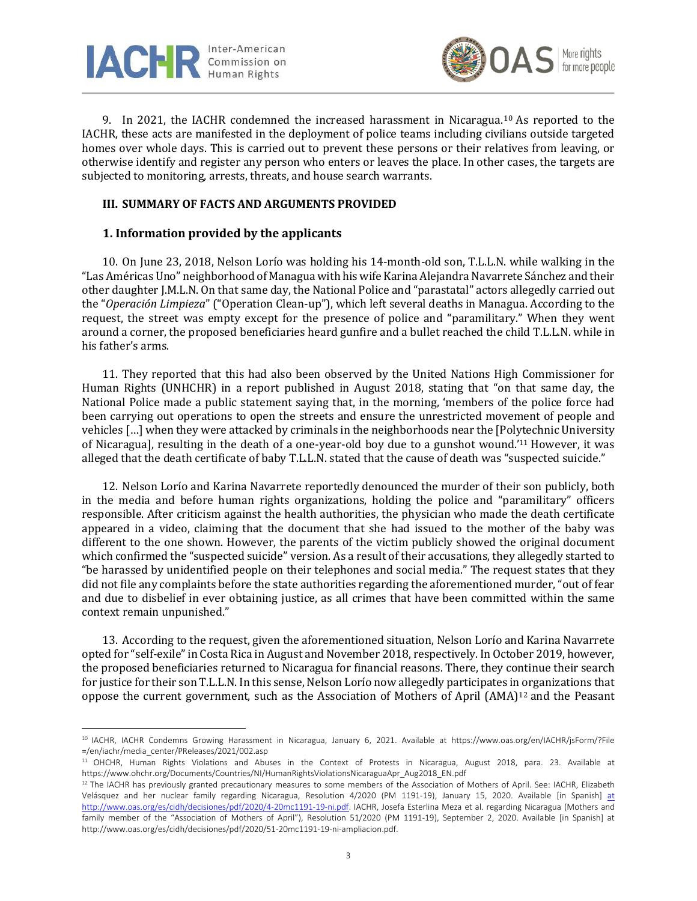9. In 2021, the IACHR condemned the increased harassment in Nicaragua.[10] As reported to the IACHR, these acts are manifested in the deployment of police teams including civilians outside targeted homes over whole days. This is carried out to prevent these persons or their relatives from leaving, or otherwise identify and register any person who enters or leaves the place. In other cases, the targets are subjected to monitoring, arrests, threats, and house search warrants.

## III. SUMMARY OF FACTS AND ARGUMENTS PROVIDED

### 1. Information provided by the applicants

10. On June 23, 2018, Nelson Lorío was holding his 14-month-old son, T.L.L.N. while walking in the "Las Américas Uno" neighborhood of Managua with his wife Karina Alejandra Navarrete Sánchez and their other daughter J.M.L.N. On that same day, the National Police and "parastatal" actors allegedly carried out the "*Operación Limpieza*" ("Operation Clean-up"), which left several deaths in Managua. According to the request, the street was empty except for the presence of police and "paramilitary." When they went around a corner, the proposed beneficiaries heard gunfire and a bullet reached the child T.L.L.N. while in his father's arms.

11. They reported that this had also been observed by the United Nations High Commissioner for Human Rights (UNHCHR) in a report published in August 2018, stating that "on that same day, the National Police made a public statement saying that, in the morning, 'members of the police force had been carrying out operations to open the streets and ensure the unrestricted movement of people and vehicles […] when they were attacked by criminals in the neighborhoods near the [Polytechnic University of Nicaragua], resulting in the death of a one-year-old boy due to a gunshot wound.'[11] However, it was alleged that the death certificate of baby T.L.L.N. stated that the cause of death was "suspected suicide."

12. Nelson Lorío and Karina Navarrete reportedly denounced the murder of their son publicly, both in the media and before human rights organizations, holding the police and "paramilitary" officers responsible. After criticism against the health authorities, the physician who made the death certificate appeared in a video, claiming that the document that she had issued to the mother of the baby was different to the one shown. However, the parents of the victim publicly showed the original document which confirmed the "suspected suicide" version. As a result of their accusations, they allegedly started to "be harassed by unidentified people on their telephones and social media." The request states that they did not file any complaints before the state authorities regarding the aforementioned murder, "out of fear and due to disbelief in ever obtaining justice, as all crimes that have been committed within the same context remain unpunished."

13. According to the request, given the aforementioned situation, Nelson Lorío and Karina Navarrete opted for "self-exile" in Costa Rica in August and November 2018, respectively. In October 2019, however, the proposed beneficiaries returned to Nicaragua for financial reasons. There, they continue their search for justice for their son T.L.L.N. In this sense, Nelson Lorío now allegedly participates in organizations that oppose the current government, such as the Association of Mothers of April (AMA)[12] and the Peasant

---

[10] IACHR, IACHR Condemns Growing Harassment in Nicaragua, January 6, 2021. Available at https://www.oas.org/en/IACHR/jsForm/?File=/en/iachr/media_center/PReleases/2021/002.asp

[11] OHCHR, Human Rights Violations and Abuses in the Context of Protests in Nicaragua, August 2018, para. 23. Available at https://www.ohchr.org/Documents/Countries/NI/HumanRightsViolationsNicaraguaApr_Aug2018_EN.pdf

[12] The IACHR has previously granted precautionary measures to some members of the Association of Mothers of April. See: IACHR, Elizabeth Velásquez and her nuclear family regarding Nicaragua, Resolution 4/2020 (PM 1191-19), January 15, 2020. Available [in Spanish] at http://www.oas.org/es/cidh/decisiones/pdf/2020/4-20mc1191-19-ni.pdf. IACHR, Josefa Esterlina Meza et al. regarding Nicaragua (Mothers and family member of the "Association of Mothers of April"), Resolution 51/2020 (PM 1191-19), September 2, 2020. Available [in Spanish] at http://www.oas.org/es/cidh/decisiones/pdf/2020/51-20mc1191-19-ni-ampliacion.pdf.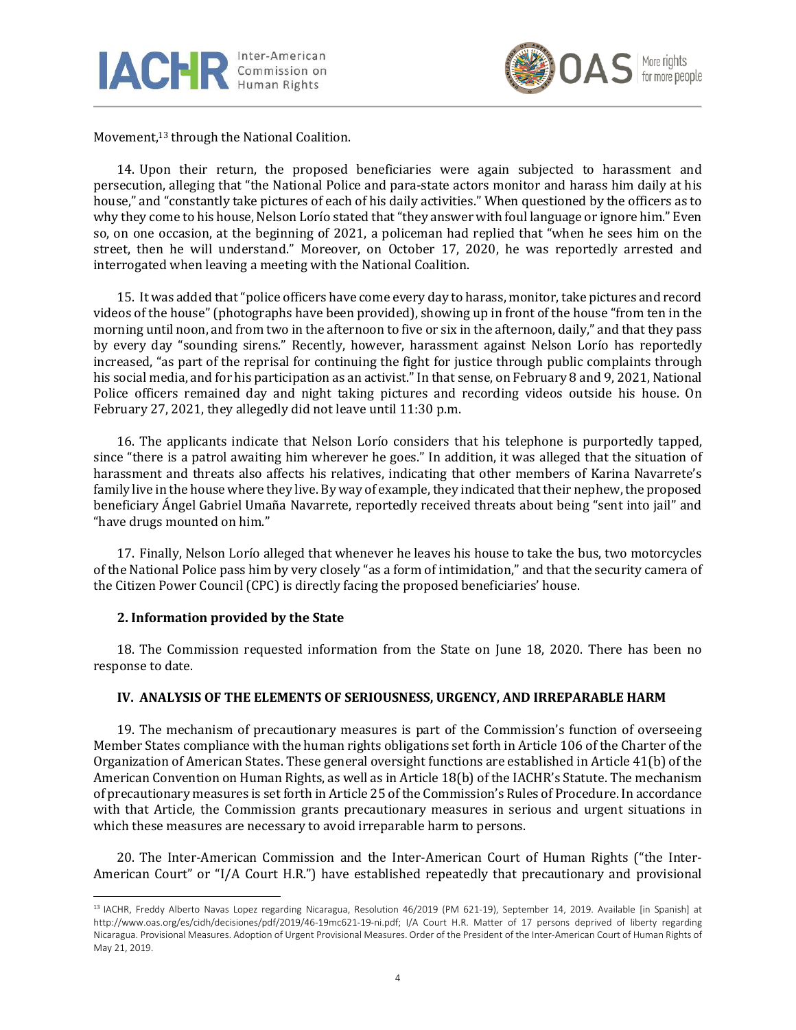Movement,[13] through the National Coalition.

14. Upon their return, the proposed beneficiaries were again subjected to harassment and persecution, alleging that "the National Police and para-state actors monitor and harass him daily at his house," and "constantly take pictures of each of his daily activities." When questioned by the officers as to why they come to his house, Nelson Lorío stated that "they answer with foul language or ignore him." Even so, on one occasion, at the beginning of 2021, a policeman had replied that "when he sees him on the street, then he will understand." Moreover, on October 17, 2020, he was reportedly arrested and interrogated when leaving a meeting with the National Coalition.

15. It was added that "police officers have come every day to harass, monitor, take pictures and record videos of the house" (photographs have been provided), showing up in front of the house "from ten in the morning until noon, and from two in the afternoon to five or six in the afternoon, daily," and that they pass by every day "sounding sirens." Recently, however, harassment against Nelson Lorío has reportedly increased, "as part of the reprisal for continuing the fight for justice through public complaints through his social media, and for his participation as an activist." In that sense, on February 8 and 9, 2021, National Police officers remained day and night taking pictures and recording videos outside his house. On February 27, 2021, they allegedly did not leave until 11:30 p.m.

16. The applicants indicate that Nelson Lorío considers that his telephone is purportedly tapped, since "there is a patrol awaiting him wherever he goes." In addition, it was alleged that the situation of harassment and threats also affects his relatives, indicating that other members of Karina Navarrete's family live in the house where they live. By way of example, they indicated that their nephew, the proposed beneficiary Ángel Gabriel Umaña Navarrete, reportedly received threats about being "sent into jail" and "have drugs mounted on him."

17. Finally, Nelson Lorío alleged that whenever he leaves his house to take the bus, two motorcycles of the National Police pass him by very closely "as a form of intimidation," and that the security camera of the Citizen Power Council (CPC) is directly facing the proposed beneficiaries' house.

### 2. Information provided by the State

18. The Commission requested information from the State on June 18, 2020. There has been no response to date.

## IV. ANALYSIS OF THE ELEMENTS OF SERIOUSNESS, URGENCY, AND IRREPARABLE HARM

19. The mechanism of precautionary measures is part of the Commission's function of overseeing Member States compliance with the human rights obligations set forth in Article 106 of the Charter of the Organization of American States. These general oversight functions are established in Article 41(b) of the American Convention on Human Rights, as well as in Article 18(b) of the IACHR's Statute. The mechanism of precautionary measures is set forth in Article 25 of the Commission's Rules of Procedure. In accordance with that Article, the Commission grants precautionary measures in serious and urgent situations in which these measures are necessary to avoid irreparable harm to persons.

20. The Inter-American Commission and the Inter-American Court of Human Rights ("the Inter-American Court" or "I/A Court H.R.") have established repeatedly that precautionary and provisional

---

[13] IACHR, Freddy Alberto Navas Lopez regarding Nicaragua, Resolution 46/2019 (PM 621-19), September 14, 2019. Available [in Spanish] at http://www.oas.org/es/cidh/decisiones/pdf/2019/46-19mc621-19-ni.pdf; I/A Court H.R. Matter of 17 persons deprived of liberty regarding Nicaragua. Provisional Measures. Adoption of Urgent Provisional Measures. Order of the President of the Inter-American Court of Human Rights of May 21, 2019.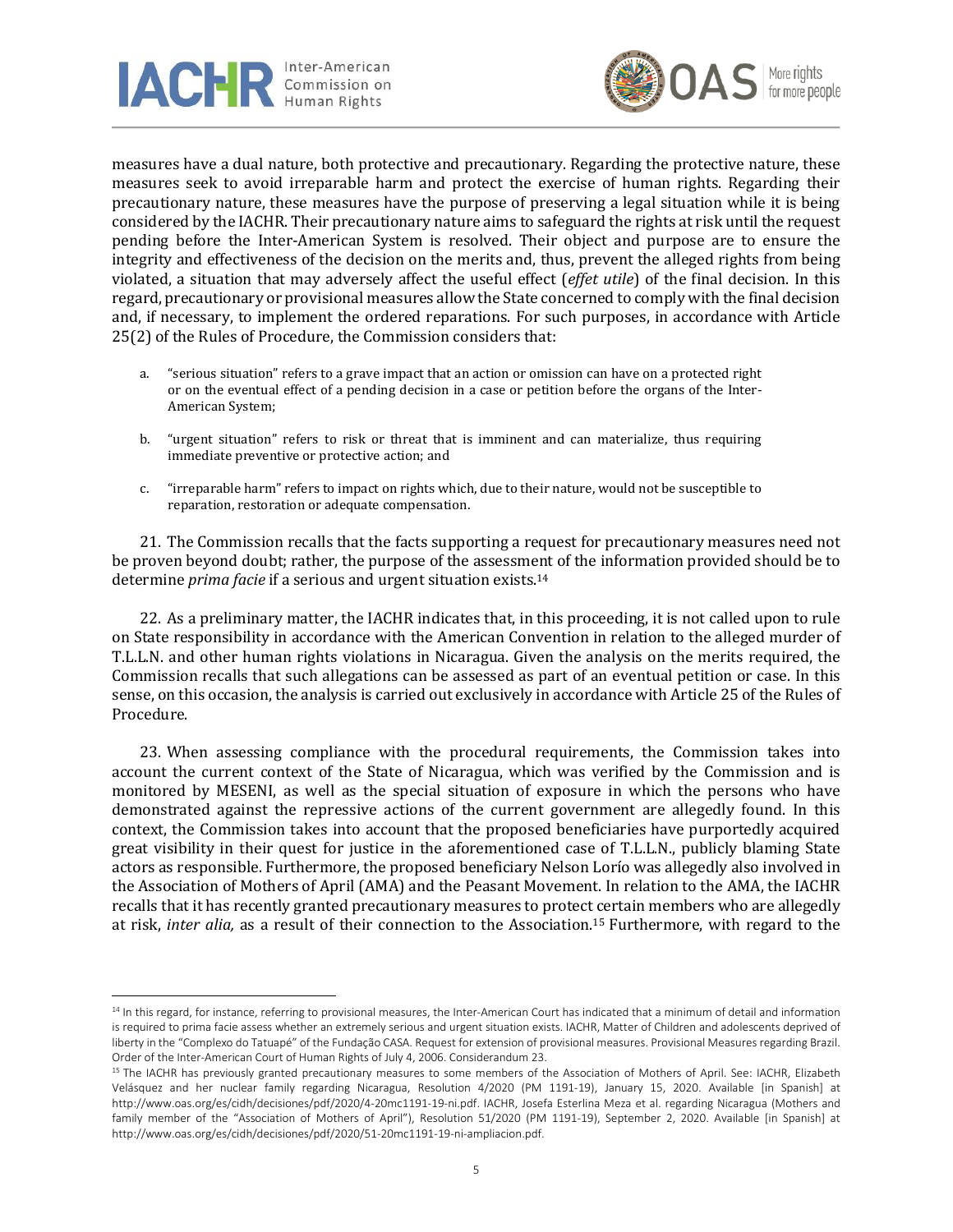measures have a dual nature, both protective and precautionary. Regarding the protective nature, these measures seek to avoid irreparable harm and protect the exercise of human rights. Regarding their precautionary nature, these measures have the purpose of preserving a legal situation while it is being considered by the IACHR. Their precautionary nature aims to safeguard the rights at risk until the request pending before the Inter-American System is resolved. Their object and purpose are to ensure the integrity and effectiveness of the decision on the merits and, thus, prevent the alleged rights from being violated, a situation that may adversely affect the useful effect (*effet utile*) of the final decision. In this regard, precautionary or provisional measures allow the State concerned to comply with the final decision and, if necessary, to implement the ordered reparations. For such purposes, in accordance with Article 25(2) of the Rules of Procedure, the Commission considers that:

a. "serious situation" refers to a grave impact that an action or omission can have on a protected right or on the eventual effect of a pending decision in a case or petition before the organs of the Inter-American System;

b. "urgent situation" refers to risk or threat that is imminent and can materialize, thus requiring immediate preventive or protective action; and

c. "irreparable harm" refers to impact on rights which, due to their nature, would not be susceptible to reparation, restoration or adequate compensation.

21. The Commission recalls that the facts supporting a request for precautionary measures need not be proven beyond doubt; rather, the purpose of the assessment of the information provided should be to determine *prima facie* if a serious and urgent situation exists.[14]

22. As a preliminary matter, the IACHR indicates that, in this proceeding, it is not called upon to rule on State responsibility in accordance with the American Convention in relation to the alleged murder of T.L.L.N. and other human rights violations in Nicaragua. Given the analysis on the merits required, the Commission recalls that such allegations can be assessed as part of an eventual petition or case. In this sense, on this occasion, the analysis is carried out exclusively in accordance with Article 25 of the Rules of Procedure.

23. When assessing compliance with the procedural requirements, the Commission takes into account the current context of the State of Nicaragua, which was verified by the Commission and is monitored by MESENI, as well as the special situation of exposure in which the persons who have demonstrated against the repressive actions of the current government are allegedly found. In this context, the Commission takes into account that the proposed beneficiaries have purportedly acquired great visibility in their quest for justice in the aforementioned case of T.L.L.N., publicly blaming State actors as responsible. Furthermore, the proposed beneficiary Nelson Lorío was allegedly also involved in the Association of Mothers of April (AMA) and the Peasant Movement. In relation to the AMA, the IACHR recalls that it has recently granted precautionary measures to protect certain members who are allegedly at risk, *inter alia,* as a result of their connection to the Association.[15] Furthermore, with regard to the

---

[14] In this regard, for instance, referring to provisional measures, the Inter-American Court has indicated that a minimum of detail and information is required to prima facie assess whether an extremely serious and urgent situation exists. IACHR, Matter of Children and adolescents deprived of liberty in the "Complexo do Tatuapé" of the Fundação CASA. Request for extension of provisional measures. Provisional Measures regarding Brazil. Order of the Inter-American Court of Human Rights of July 4, 2006. Considerandum 23.

[15] The IACHR has previously granted precautionary measures to some members of the Association of Mothers of April. See: IACHR, Elizabeth Velásquez and her nuclear family regarding Nicaragua, Resolution 4/2020 (PM 1191-19), January 15, 2020. Available [in Spanish] at http://www.oas.org/es/cidh/decisiones/pdf/2020/4-20mc1191-19-ni.pdf. IACHR, Josefa Esterlina Meza et al. regarding Nicaragua (Mothers and family member of the "Association of Mothers of April"), Resolution 51/2020 (PM 1191-19), September 2, 2020. Available [in Spanish] at http://www.oas.org/es/cidh/decisiones/pdf/2020/51-20mc1191-19-ni-ampliacion.pdf.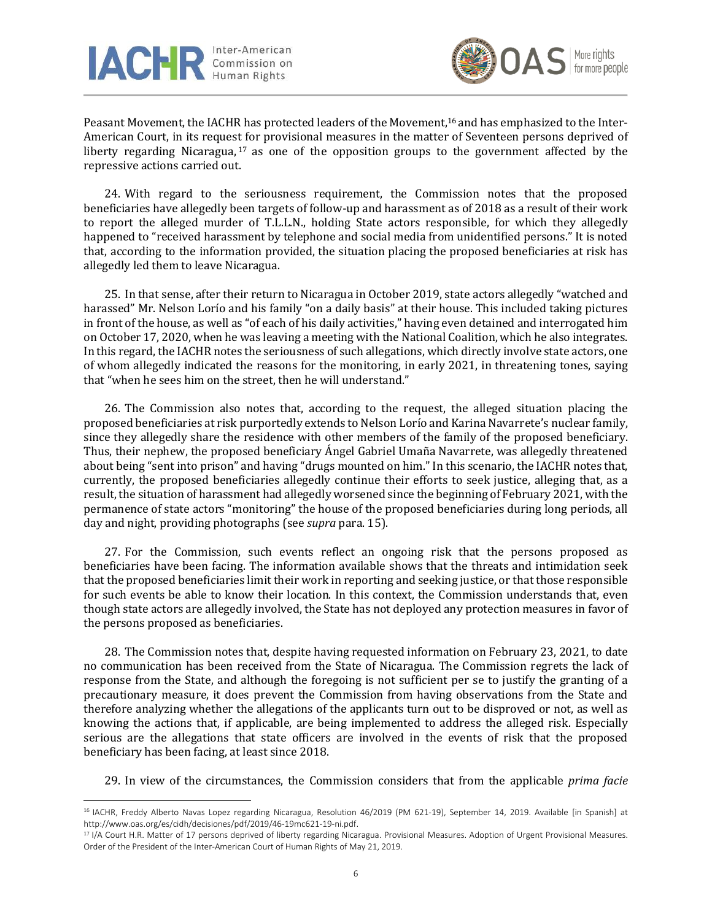Peasant Movement, the IACHR has protected leaders of the Movement,[16] and has emphasized to the Inter-American Court, in its request for provisional measures in the matter of Seventeen persons deprived of liberty regarding Nicaragua,[17] as one of the opposition groups to the government affected by the repressive actions carried out.

24. With regard to the seriousness requirement, the Commission notes that the proposed beneficiaries have allegedly been targets of follow-up and harassment as of 2018 as a result of their work to report the alleged murder of T.L.L.N., holding State actors responsible, for which they allegedly happened to "received harassment by telephone and social media from unidentified persons." It is noted that, according to the information provided, the situation placing the proposed beneficiaries at risk has allegedly led them to leave Nicaragua.

25. In that sense, after their return to Nicaragua in October 2019, state actors allegedly "watched and harassed" Mr. Nelson Lorío and his family "on a daily basis" at their house. This included taking pictures in front of the house, as well as "of each of his daily activities," having even detained and interrogated him on October 17, 2020, when he was leaving a meeting with the National Coalition, which he also integrates. In this regard, the IACHR notes the seriousness of such allegations, which directly involve state actors, one of whom allegedly indicated the reasons for the monitoring, in early 2021, in threatening tones, saying that "when he sees him on the street, then he will understand."

26. The Commission also notes that, according to the request, the alleged situation placing the proposed beneficiaries at risk purportedly extends to Nelson Lorío and Karina Navarrete's nuclear family, since they allegedly share the residence with other members of the family of the proposed beneficiary. Thus, their nephew, the proposed beneficiary Ángel Gabriel Umaña Navarrete, was allegedly threatened about being "sent into prison" and having "drugs mounted on him." In this scenario, the IACHR notes that, currently, the proposed beneficiaries allegedly continue their efforts to seek justice, alleging that, as a result, the situation of harassment had allegedly worsened since the beginning of February 2021, with the permanence of state actors "monitoring" the house of the proposed beneficiaries during long periods, all day and night, providing photographs (see *supra* para. 15).

27. For the Commission, such events reflect an ongoing risk that the persons proposed as beneficiaries have been facing. The information available shows that the threats and intimidation seek that the proposed beneficiaries limit their work in reporting and seeking justice, or that those responsible for such events be able to know their location. In this context, the Commission understands that, even though state actors are allegedly involved, the State has not deployed any protection measures in favor of the persons proposed as beneficiaries.

28. The Commission notes that, despite having requested information on February 23, 2021, to date no communication has been received from the State of Nicaragua. The Commission regrets the lack of response from the State, and although the foregoing is not sufficient per se to justify the granting of a precautionary measure, it does prevent the Commission from having observations from the State and therefore analyzing whether the allegations of the applicants turn out to be disproved or not, as well as knowing the actions that, if applicable, are being implemented to address the alleged risk. Especially serious are the allegations that state officers are involved in the events of risk that the proposed beneficiary has been facing, at least since 2018.

29. In view of the circumstances, the Commission considers that from the applicable *prima facie*

---

[16] IACHR, Freddy Alberto Navas Lopez regarding Nicaragua, Resolution 46/2019 (PM 621-19), September 14, 2019. Available [in Spanish] at http://www.oas.org/es/cidh/decisiones/pdf/2019/46-19mc621-19-ni.pdf.

[17] I/A Court H.R. Matter of 17 persons deprived of liberty regarding Nicaragua. Provisional Measures. Adoption of Urgent Provisional Measures. Order of the President of the Inter-American Court of Human Rights of May 21, 2019.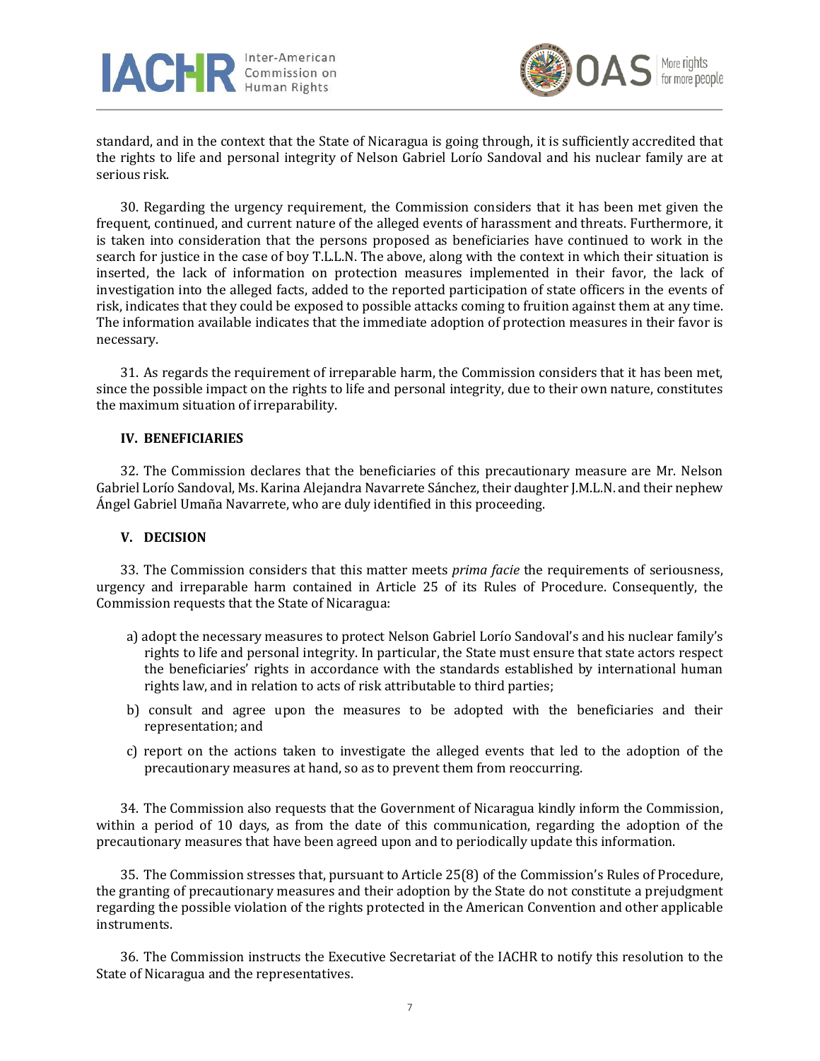standard, and in the context that the State of Nicaragua is going through, it is sufficiently accredited that the rights to life and personal integrity of Nelson Gabriel Lorío Sandoval and his nuclear family are at serious risk.

30. Regarding the urgency requirement, the Commission considers that it has been met given the frequent, continued, and current nature of the alleged events of harassment and threats. Furthermore, it is taken into consideration that the persons proposed as beneficiaries have continued to work in the search for justice in the case of boy T.L.L.N. The above, along with the context in which their situation is inserted, the lack of information on protection measures implemented in their favor, the lack of investigation into the alleged facts, added to the reported participation of state officers in the events of risk, indicates that they could be exposed to possible attacks coming to fruition against them at any time. The information available indicates that the immediate adoption of protection measures in their favor is necessary.

31. As regards the requirement of irreparable harm, the Commission considers that it has been met, since the possible impact on the rights to life and personal integrity, due to their own nature, constitutes the maximum situation of irreparability.

## IV. BENEFICIARIES

32. The Commission declares that the beneficiaries of this precautionary measure are Mr. Nelson Gabriel Lorío Sandoval, Ms. Karina Alejandra Navarrete Sánchez, their daughter J.M.L.N. and their nephew Ángel Gabriel Umaña Navarrete, who are duly identified in this proceeding.

## V. DECISION

33. The Commission considers that this matter meets *prima facie* the requirements of seriousness, urgency and irreparable harm contained in Article 25 of its Rules of Procedure. Consequently, the Commission requests that the State of Nicaragua:

a) adopt the necessary measures to protect Nelson Gabriel Lorío Sandoval's and his nuclear family's rights to life and personal integrity. In particular, the State must ensure that state actors respect the beneficiaries' rights in accordance with the standards established by international human rights law, and in relation to acts of risk attributable to third parties;

b) consult and agree upon the measures to be adopted with the beneficiaries and their representation; and

c) report on the actions taken to investigate the alleged events that led to the adoption of the precautionary measures at hand, so as to prevent them from reoccurring.

34. The Commission also requests that the Government of Nicaragua kindly inform the Commission, within a period of 10 days, as from the date of this communication, regarding the adoption of the precautionary measures that have been agreed upon and to periodically update this information.

35. The Commission stresses that, pursuant to Article 25(8) of the Commission's Rules of Procedure, the granting of precautionary measures and their adoption by the State do not constitute a prejudgment regarding the possible violation of the rights protected in the American Convention and other applicable instruments.

36. The Commission instructs the Executive Secretariat of the IACHR to notify this resolution to the State of Nicaragua and the representatives.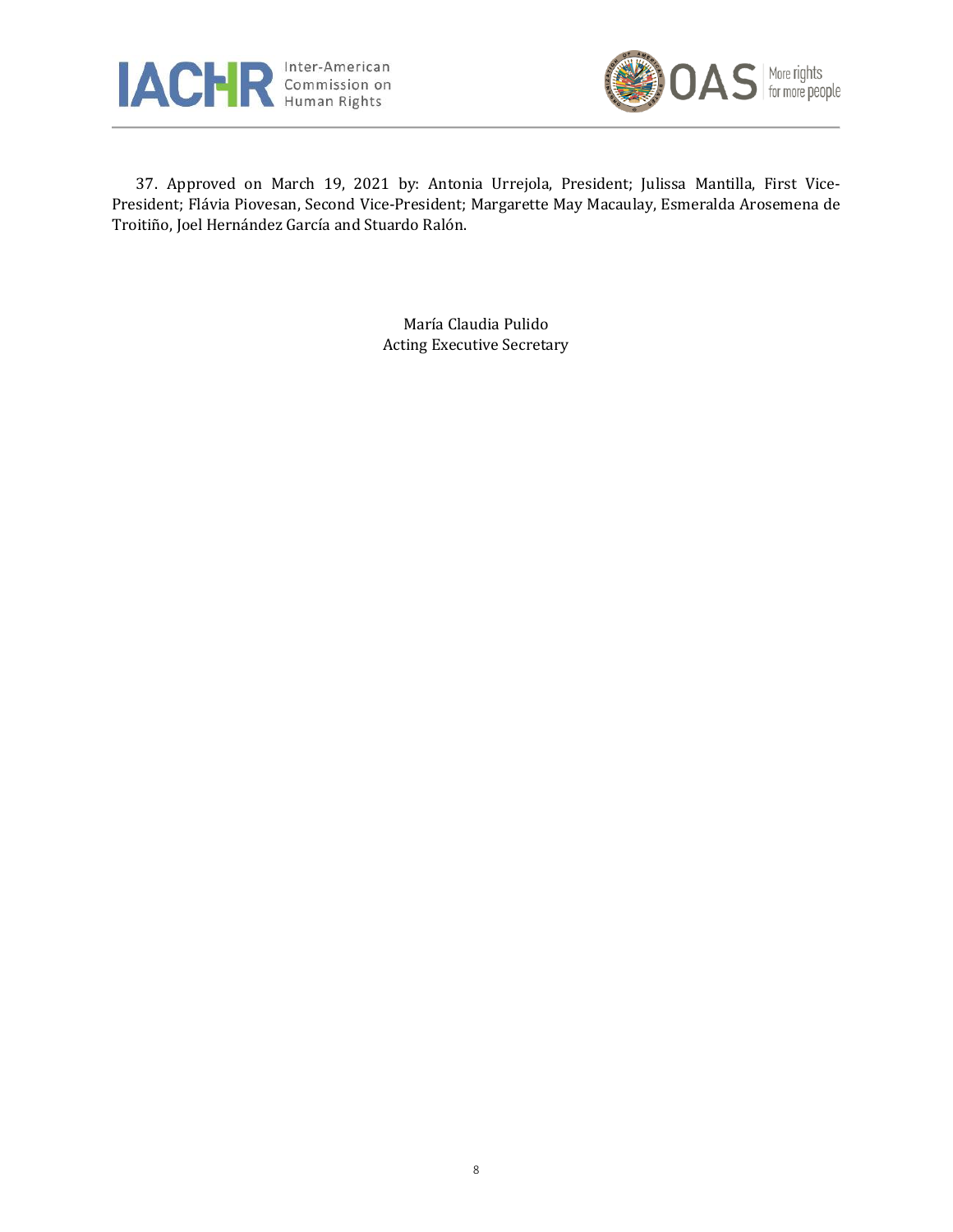37. Approved on March 19, 2021 by: Antonia Urrejola, President; Julissa Mantilla, First Vice-President; Flávia Piovesan, Second Vice-President; Margarette May Macaulay, Esmeralda Arosemena de Troitiño, Joel Hernández García and Stuardo Ralón.

María Claudia Pulido
Acting Executive Secretary